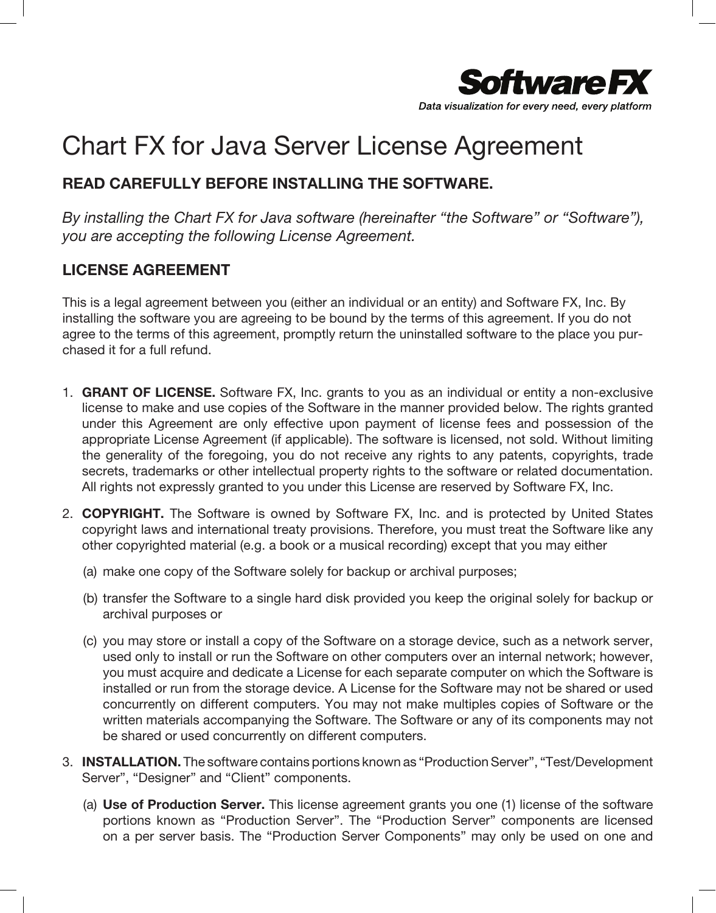**Software FX**

*Data visualization for every need, every platform*

# Chart FX for Java Server License Agreement

## READ CAREFULLY BEFORE INSTALLING THE SOFTWARE.

*By installing the Chart FX for Java software (hereinafter "the Software" or "Software"), you are accepting the following License Agreement.*

## LICENSE AGREEMENT

This is a legal agreement between you (either an individual or an entity) and Software FX, Inc. By installing the software you are agreeing to be bound by the terms of this agreement. If you do not agree to the terms of this agreement, promptly return the uninstalled software to the place you purchased it for a full refund.

1. **GRANT OF LICENSE.** Software FX, Inc. grants to you as an individual or entity a non-exclusive license to make and use copies of the Software in the manner provided below. The rights granted under this Agreement are only effective upon payment of license fees and possession of the appropriate License Agreement (if applicable). The software is licensed, not sold. Without limiting the generality of the foregoing, you do not receive any rights to any patents, copyrights, trade secrets, trademarks or other intellectual property rights to the software or related documentation. All rights not expressly granted to you under this License are reserved by Software FX, Inc.

2. **COPYRIGHT.** The Software is owned by Software FX, Inc. and is protected by United States copyright laws and international treaty provisions. Therefore, you must treat the Software like any other copyrighted material (e.g. a book or a musical recording) except that you may either

   (a) make one copy of the Software solely for backup or archival purposes;

   (b) transfer the Software to a single hard disk provided you keep the original solely for backup or archival purposes or

   (c) you may store or install a copy of the Software on a storage device, such as a network server, used only to install or run the Software on other computers over an internal network; however, you must acquire and dedicate a License for each separate computer on which the Software is installed or run from the storage device. A License for the Software may not be shared or used concurrently on different computers. You may not make multiples copies of Software or the written materials accompanying the Software. The Software or any of its components may not be shared or used concurrently on different computers.

3. **INSTALLATION.** The software contains portions known as "Production Server", "Test/Development Server", "Designer" and "Client" components.

   (a) **Use of Production Server.** This license agreement grants you one (1) license of the software portions known as "Production Server". The "Production Server" components are licensed on a per server basis. The "Production Server Components" may only be used on one and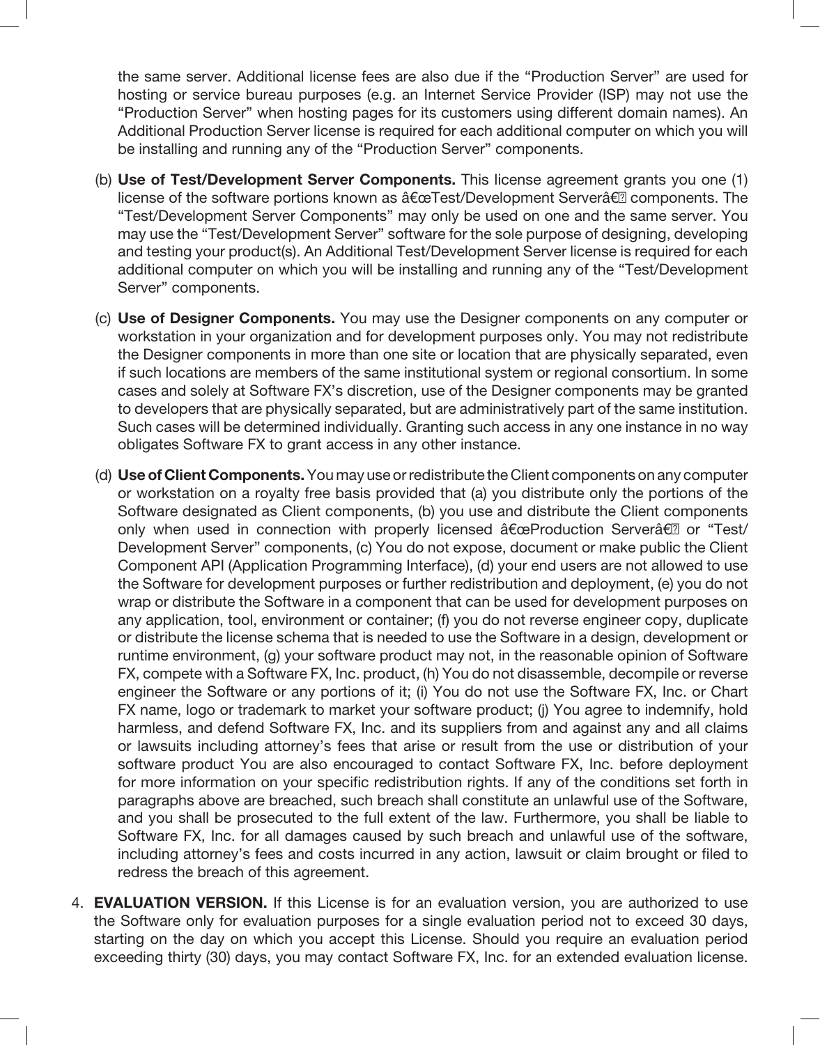the same server. Additional license fees are also due if the “Production Server” are used for hosting or service bureau purposes (e.g. an Internet Service Provider (ISP) may not use the “Production Server” when hosting pages for its customers using different domain names). An Additional Production Server license is required for each additional computer on which you will be installing and running any of the “Production Server” components.

(b) **Use of Test/Development Server Components.** This license agreement grants you one (1) license of the software portions known as â€œTest/Development Serverâ€ components. The “Test/Development Server Components” may only be used on one and the same server. You may use the “Test/Development Server” software for the sole purpose of designing, developing and testing your product(s). An Additional Test/Development Server license is required for each additional computer on which you will be installing and running any of the “Test/Development Server” components.

(c) **Use of Designer Components.** You may use the Designer components on any computer or workstation in your organization and for development purposes only. You may not redistribute the Designer components in more than one site or location that are physically separated, even if such locations are members of the same institutional system or regional consortium. In some cases and solely at Software FX’s discretion, use of the Designer components may be granted to developers that are physically separated, but are administratively part of the same institution. Such cases will be determined individually. Granting such access in any one instance in no way obligates Software FX to grant access in any other instance.

(d) **Use of Client Components.** You may use or redistribute the Client components on any computer or workstation on a royalty free basis provided that (a) you distribute only the portions of the Software designated as Client components, (b) you use and distribute the Client components only when used in connection with properly licensed â€œProduction Serverâ€ or “Test/Development Server” components, (c) You do not expose, document or make public the Client Component API (Application Programming Interface), (d) your end users are not allowed to use the Software for development purposes or further redistribution and deployment, (e) you do not wrap or distribute the Software in a component that can be used for development purposes on any application, tool, environment or container; (f) you do not reverse engineer copy, duplicate or distribute the license schema that is needed to use the Software in a design, development or runtime environment, (g) your software product may not, in the reasonable opinion of Software FX, compete with a Software FX, Inc. product, (h) You do not disassemble, decompile or reverse engineer the Software or any portions of it; (i) You do not use the Software FX, Inc. or Chart FX name, logo or trademark to market your software product; (j) You agree to indemnify, hold harmless, and defend Software FX, Inc. and its suppliers from and against any and all claims or lawsuits including attorney’s fees that arise or result from the use or distribution of your software product You are also encouraged to contact Software FX, Inc. before deployment for more information on your specific redistribution rights. If any of the conditions set forth in paragraphs above are breached, such breach shall constitute an unlawful use of the Software, and you shall be prosecuted to the full extent of the law. Furthermore, you shall be liable to Software FX, Inc. for all damages caused by such breach and unlawful use of the software, including attorney’s fees and costs incurred in any action, lawsuit or claim brought or filed to redress the breach of this agreement.

4. **EVALUATION VERSION.** If this License is for an evaluation version, you are authorized to use the Software only for evaluation purposes for a single evaluation period not to exceed 30 days, starting on the day on which you accept this License. Should you require an evaluation period exceeding thirty (30) days, you may contact Software FX, Inc. for an extended evaluation license.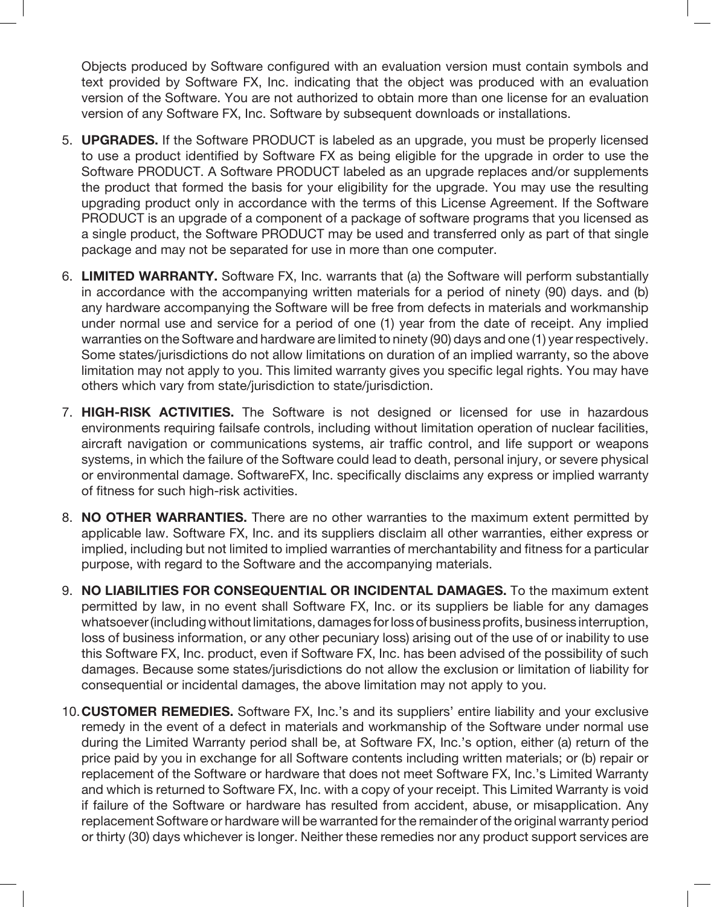Objects produced by Software configured with an evaluation version must contain symbols and text provided by Software FX, Inc. indicating that the object was produced with an evaluation version of the Software. You are not authorized to obtain more than one license for an evaluation version of any Software FX, Inc. Software by subsequent downloads or installations.

5. **UPGRADES.** If the Software PRODUCT is labeled as an upgrade, you must be properly licensed to use a product identified by Software FX as being eligible for the upgrade in order to use the Software PRODUCT. A Software PRODUCT labeled as an upgrade replaces and/or supplements the product that formed the basis for your eligibility for the upgrade. You may use the resulting upgrading product only in accordance with the terms of this License Agreement. If the Software PRODUCT is an upgrade of a component of a package of software programs that you licensed as a single product, the Software PRODUCT may be used and transferred only as part of that single package and may not be separated for use in more than one computer.

6. **LIMITED WARRANTY.** Software FX, Inc. warrants that (a) the Software will perform substantially in accordance with the accompanying written materials for a period of ninety (90) days. and (b) any hardware accompanying the Software will be free from defects in materials and workmanship under normal use and service for a period of one (1) year from the date of receipt. Any implied warranties on the Software and hardware are limited to ninety (90) days and one (1) year respectively. Some states/jurisdictions do not allow limitations on duration of an implied warranty, so the above limitation may not apply to you. This limited warranty gives you specific legal rights. You may have others which vary from state/jurisdiction to state/jurisdiction.

7. **HIGH-RISK ACTIVITIES.** The Software is not designed or licensed for use in hazardous environments requiring failsafe controls, including without limitation operation of nuclear facilities, aircraft navigation or communications systems, air traffic control, and life support or weapons systems, in which the failure of the Software could lead to death, personal injury, or severe physical or environmental damage. SoftwareFX, Inc. specifically disclaims any express or implied warranty of fitness for such high-risk activities.

8. **NO OTHER WARRANTIES.** There are no other warranties to the maximum extent permitted by applicable law. Software FX, Inc. and its suppliers disclaim all other warranties, either express or implied, including but not limited to implied warranties of merchantability and fitness for a particular purpose, with regard to the Software and the accompanying materials.

9. **NO LIABILITIES FOR CONSEQUENTIAL OR INCIDENTAL DAMAGES.** To the maximum extent permitted by law, in no event shall Software FX, Inc. or its suppliers be liable for any damages whatsoever (including without limitations, damages for loss of business profits, business interruption, loss of business information, or any other pecuniary loss) arising out of the use of or inability to use this Software FX, Inc. product, even if Software FX, Inc. has been advised of the possibility of such damages. Because some states/jurisdictions do not allow the exclusion or limitation of liability for consequential or incidental damages, the above limitation may not apply to you.

10. **CUSTOMER REMEDIES.** Software FX, Inc.'s and its suppliers' entire liability and your exclusive remedy in the event of a defect in materials and workmanship of the Software under normal use during the Limited Warranty period shall be, at Software FX, Inc.'s option, either (a) return of the price paid by you in exchange for all Software contents including written materials; or (b) repair or replacement of the Software or hardware that does not meet Software FX, Inc.'s Limited Warranty and which is returned to Software FX, Inc. with a copy of your receipt. This Limited Warranty is void if failure of the Software or hardware has resulted from accident, abuse, or misapplication. Any replacement Software or hardware will be warranted for the remainder of the original warranty period or thirty (30) days whichever is longer. Neither these remedies nor any product support services are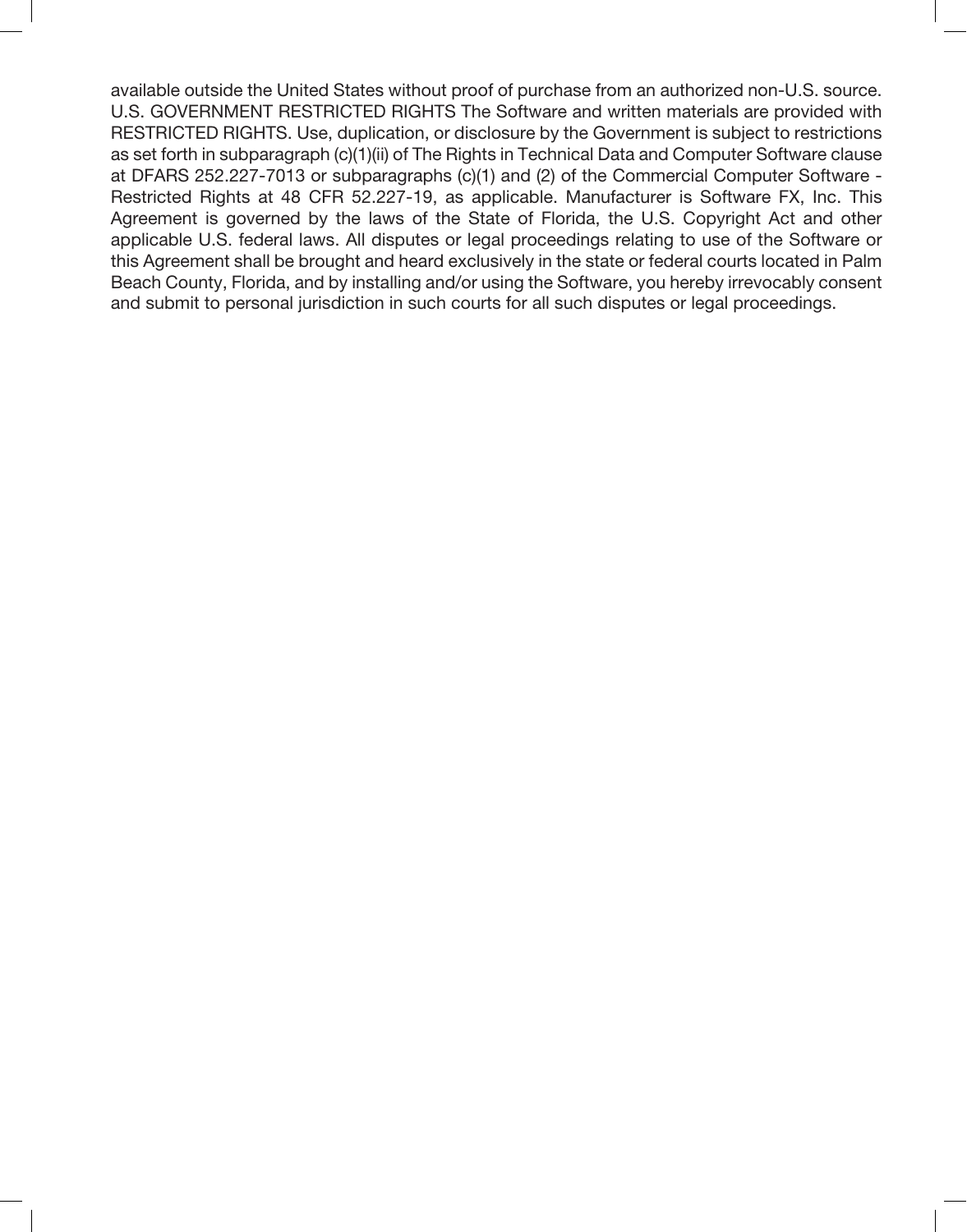available outside the United States without proof of purchase from an authorized non-U.S. source. U.S. GOVERNMENT RESTRICTED RIGHTS The Software and written materials are provided with RESTRICTED RIGHTS. Use, duplication, or disclosure by the Government is subject to restrictions as set forth in subparagraph (c)(1)(ii) of The Rights in Technical Data and Computer Software clause at DFARS 252.227-7013 or subparagraphs (c)(1) and (2) of the Commercial Computer Software - Restricted Rights at 48 CFR 52.227-19, as applicable. Manufacturer is Software FX, Inc. This Agreement is governed by the laws of the State of Florida, the U.S. Copyright Act and other applicable U.S. federal laws. All disputes or legal proceedings relating to use of the Software or this Agreement shall be brought and heard exclusively in the state or federal courts located in Palm Beach County, Florida, and by installing and/or using the Software, you hereby irrevocably consent and submit to personal jurisdiction in such courts for all such disputes or legal proceedings.